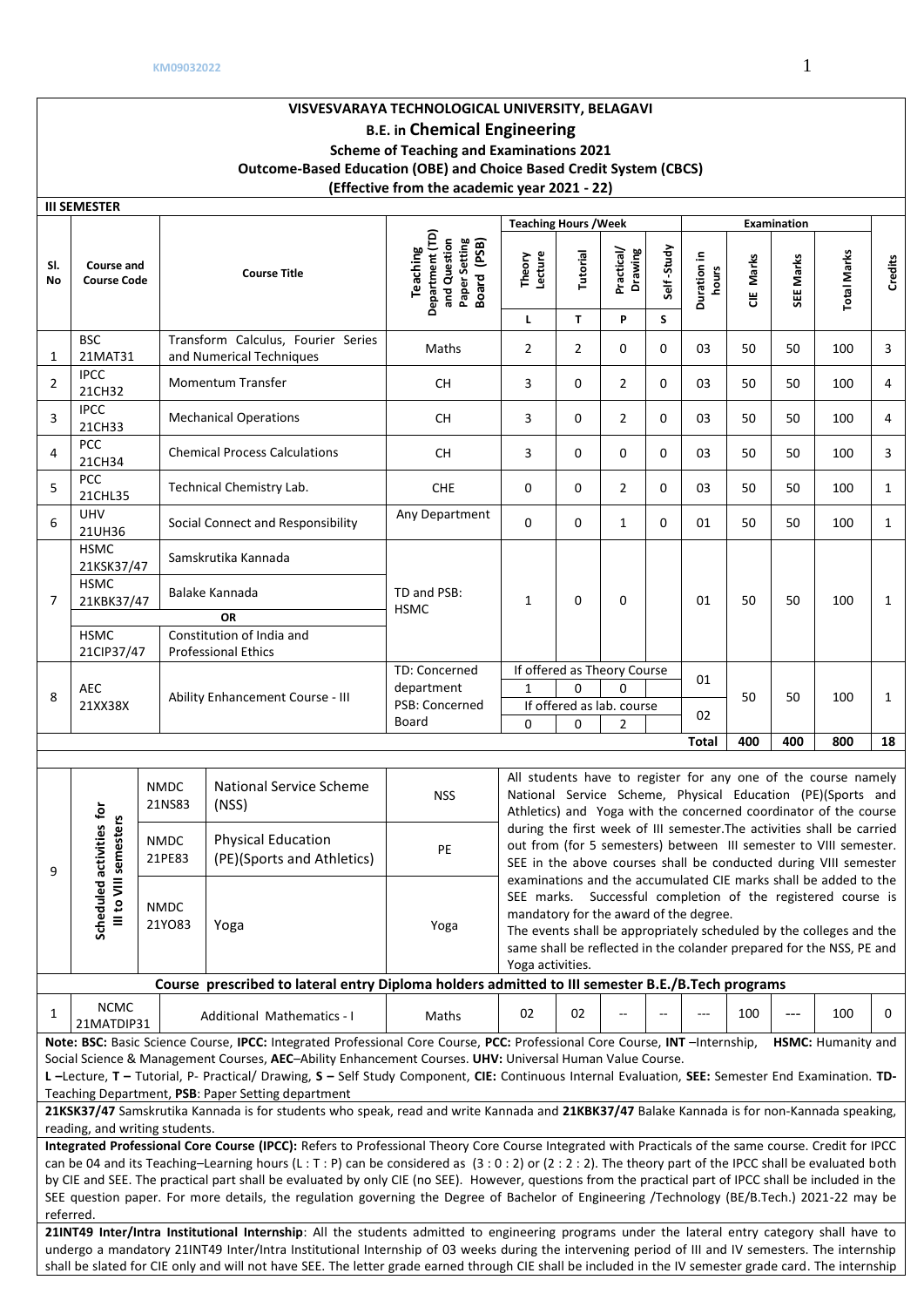**VISVESVARAYA TECHNOLOGICAL UNIVERSITY, BELAGAVI**

**B.E. in Chemical Engineering**

**Scheme of Teaching and Examinations 2021**

**Outcome-Based Education (OBE) and Choice Based Credit System (CBCS)**

**(Effective from the academic year 2021 - 22)**

**III SEMESTER**

| Sl. No | Course and Course Code | Course Title | Teaching Department (TD) and Question Paper Setting Board (PSB) | Teaching Hours /Week | | | | Examination | | | | Credits |
|---|---|---|---|---|---|---|---|---|---|---|---|---|
| | | | | Theory Lecture | Tutorial | Practical/ Drawing | Self -Study | Duration in hours | CIE Marks | SEE Marks | Total Marks | |
| | | | | L | T | P | S | | | | | |
| 1 | BSC 21MAT31 | Transform Calculus, Fourier Series and Numerical Techniques | Maths | 2 | 2 | 0 | 0 | 03 | 50 | 50 | 100 | 3 |
| 2 | IPCC 21CH32 | Momentum Transfer | CH | 3 | 0 | 2 | 0 | 03 | 50 | 50 | 100 | 4 |
| 3 | IPCC 21CH33 | Mechanical Operations | CH | 3 | 0 | 2 | 0 | 03 | 50 | 50 | 100 | 4 |
| 4 | PCC 21CH34 | Chemical Process Calculations | CH | 3 | 0 | 0 | 0 | 03 | 50 | 50 | 100 | 3 |
| 5 | PCC 21CHL35 | Technical Chemistry Lab. | CHE | 0 | 0 | 2 | 0 | 03 | 50 | 50 | 100 | 1 |
| 6 | UHV 21UH36 | Social Connect and Responsibility | Any Department | 0 | 0 | 1 | 0 | 01 | 50 | 50 | 100 | 1 |
| 7 | HSMC 21KSK37/47 | Samskrutika Kannada | TD and PSB: HSMC | 1 | 0 | 0 | | 01 | 50 | 50 | 100 | 1 |
| | HSMC 21KBK37/47 | Balake Kannada | | | | | | | | | | |
| | | OR | | | | | | | | | | |
| | HSMC 21CIP37/47 | Constitution of India and Professional Ethics | | | | | | | | | | |
| 8 | AEC 21XX38X | Ability Enhancement Course - III | TD: Concerned department PSB: Concerned Board | If offered as Theory Course: 1 | 0 | 0 | | 01 | 50 | 50 | 100 | 1 |
| | | | | If offered as lab. course: 0 | 0 | 2 | | 02 | | | | |
| | | | | | | | | **Total** | **400** | **400** | **800** | **18** |

| 9 | Scheduled activities for III to VIII semesters | | | |
|---|---|---|---|---|
| | NMDC 21NS83 | National Service Scheme (NSS) | NSS | All students have to register for any one of the course namely National Service Scheme, Physical Education (PE)(Sports and Athletics) and Yoga with the concerned coordinator of the course during the first week of III semester.The activities shall be carried out from (for 5 semesters) between III semester to VIII semester. SEE in the above courses shall be conducted during VIII semester examinations and the accumulated CIE marks shall be added to the SEE marks. Successful completion of the registered course is mandatory for the award of the degree. The events shall be appropriately scheduled by the colleges and the same shall be reflected in the colander prepared for the NSS, PE and Yoga activities. |
| | NMDC 21PE83 | Physical Education (PE)(Sports and Athletics) | PE | |
| | NMDC 21YO83 | Yoga | Yoga | |

**Course prescribed to lateral entry Diploma holders admitted to III semester B.E./B.Tech programs**

| Sl. No | Course and Course Code | Course Title | TD/PSB | L | T | P | S | Duration in hours | CIE Marks | SEE Marks | Total Marks | Credits |
|---|---|---|---|---|---|---|---|---|---|---|---|---|
| 1 | NCMC 21MATDIP31 | Additional Mathematics - I | Maths | 02 | 02 | -- | -- | --- | 100 | --- | 100 | 0 |

**Note: BSC:** Basic Science Course, **IPCC:** Integrated Professional Core Course, **PCC:** Professional Core Course, **INT** –Internship, **HSMC:** Humanity and Social Science & Management Courses, **AEC**–Ability Enhancement Courses. **UHV:** Universal Human Value Course.

**L** –Lecture, **T** – Tutorial, P- Practical/ Drawing, **S** – Self Study Component, **CIE:** Continuous Internal Evaluation, **SEE:** Semester End Examination. **TD-** Teaching Department, **PSB**: Paper Setting department

**21KSK37/47** Samskrutika Kannada is for students who speak, read and write Kannada and **21KBK37/47** Balake Kannada is for non-Kannada speaking, reading, and writing students.

**Integrated Professional Core Course (IPCC):** Refers to Professional Theory Core Course Integrated with Practicals of the same course. Credit for IPCC can be 04 and its Teaching–Learning hours (L : T : P) can be considered as (3 : 0 : 2) or (2 : 2 : 2). The theory part of the IPCC shall be evaluated both by CIE and SEE. The practical part shall be evaluated by only CIE (no SEE). However, questions from the practical part of IPCC shall be included in the SEE question paper. For more details, the regulation governing the Degree of Bachelor of Engineering /Technology (BE/B.Tech.) 2021-22 may be referred.

**21INT49 Inter/Intra Institutional Internship**: All the students admitted to engineering programs under the lateral entry category shall have to undergo a mandatory 21INT49 Inter/Intra Institutional Internship of 03 weeks during the intervening period of III and IV semesters. The internship shall be slated for CIE only and will not have SEE. The letter grade earned through CIE shall be included in the IV semester grade card. The internship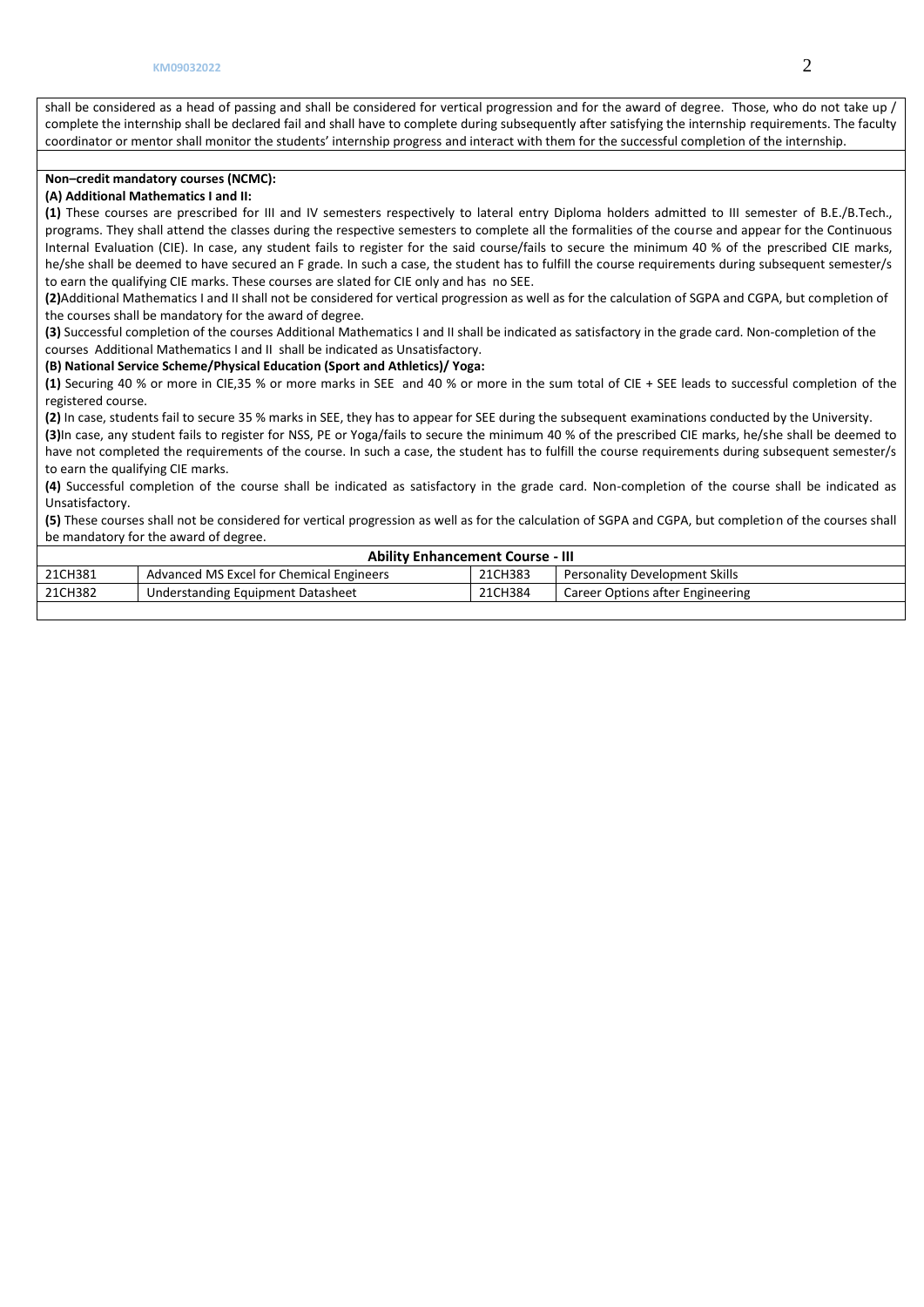shall be considered as a head of passing and shall be considered for vertical progression and for the award of degree. Those, who do not take up / complete the internship shall be declared fail and shall have to complete during subsequently after satisfying the internship requirements. The faculty coordinator or mentor shall monitor the students' internship progress and interact with them for the successful completion of the internship.

**Non–credit mandatory courses (NCMC):**

**(A) Additional Mathematics I and II:**

**(1)** These courses are prescribed for III and IV semesters respectively to lateral entry Diploma holders admitted to III semester of B.E./B.Tech., programs. They shall attend the classes during the respective semesters to complete all the formalities of the course and appear for the Continuous Internal Evaluation (CIE). In case, any student fails to register for the said course/fails to secure the minimum 40 % of the prescribed CIE marks, he/she shall be deemed to have secured an F grade. In such a case, the student has to fulfill the course requirements during subsequent semester/s to earn the qualifying CIE marks. These courses are slated for CIE only and has no SEE.

**(2)**Additional Mathematics I and II shall not be considered for vertical progression as well as for the calculation of SGPA and CGPA, but completion of the courses shall be mandatory for the award of degree.

**(3)** Successful completion of the courses Additional Mathematics I and II shall be indicated as satisfactory in the grade card. Non-completion of the courses Additional Mathematics I and II shall be indicated as Unsatisfactory.

**(B) National Service Scheme/Physical Education (Sport and Athletics)/ Yoga:**

**(1)** Securing 40 % or more in CIE,35 % or more marks in SEE and 40 % or more in the sum total of CIE + SEE leads to successful completion of the registered course.

**(2)** In case, students fail to secure 35 % marks in SEE, they has to appear for SEE during the subsequent examinations conducted by the University.

**(3)**In case, any student fails to register for NSS, PE or Yoga/fails to secure the minimum 40 % of the prescribed CIE marks, he/she shall be deemed to have not completed the requirements of the course. In such a case, the student has to fulfill the course requirements during subsequent semester/s to earn the qualifying CIE marks.

**(4)** Successful completion of the course shall be indicated as satisfactory in the grade card. Non-completion of the course shall be indicated as Unsatisfactory.

**(5)** These courses shall not be considered for vertical progression as well as for the calculation of SGPA and CGPA, but completion of the courses shall be mandatory for the award of degree.

| **Ability Enhancement Course - III** | | | |
|---|---|---|---|
| 21CH381 | Advanced MS Excel for Chemical Engineers | 21CH383 | Personality Development Skills |
| 21CH382 | Understanding Equipment Datasheet | 21CH384 | Career Options after Engineering |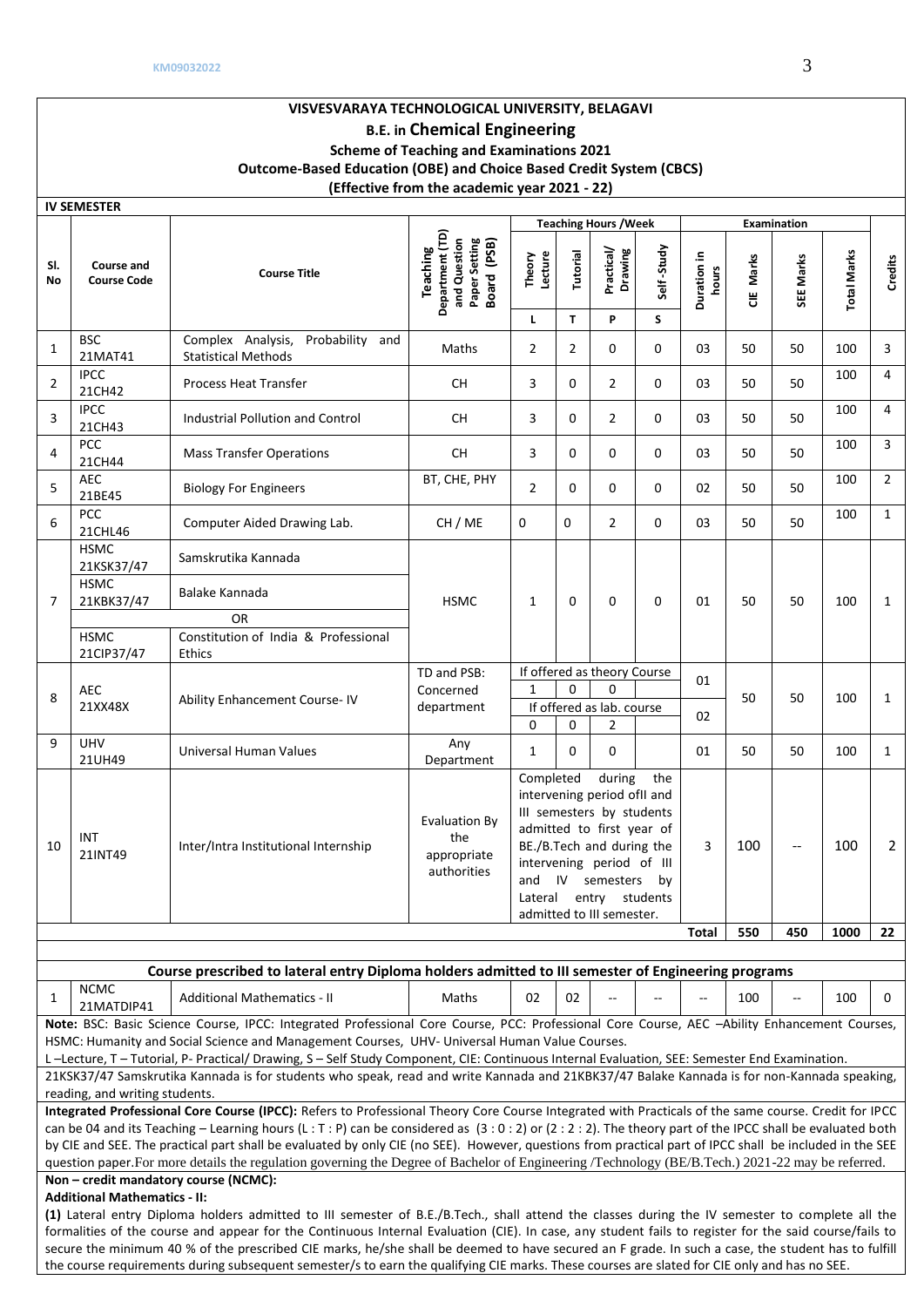# VISVESVARAYA TECHNOLOGICAL UNIVERSITY, BELAGAVI

## B.E. in Chemical Engineering

**Scheme of Teaching and Examinations 2021**

**Outcome-Based Education (OBE) and Choice Based Credit System (CBCS)**

**(Effective from the academic year 2021 - 22)**

**IV SEMESTER**

| Sl. No | Course and Course Code | | Course Title | Teaching Department (TD) and Question Paper Setting Board (PSB) | Teaching Hours /Week | | | | Examination | | | | Credits |
|---|---|---|---|---|---|---|---|---|---|---|---|---|---|
| | | | | | Theory Lecture | Tutorial | Practical/ Drawing | Self-Study | Duration in hours | CIE Marks | SEE Marks | Total Marks | |
| | | | | | L | T | P | S | | | | | |
| 1 | BSC | 21MAT41 | Complex Analysis, Probability and Statistical Methods | Maths | 2 | 2 | 0 | 0 | 03 | 50 | 50 | 100 | 3 |
| 2 | IPCC | 21CH42 | Process Heat Transfer | CH | 3 | 0 | 2 | 0 | 03 | 50 | 50 | 100 | 4 |
| 3 | IPCC | 21CH43 | Industrial Pollution and Control | CH | 3 | 0 | 2 | 0 | 03 | 50 | 50 | 100 | 4 |
| 4 | PCC | 21CH44 | Mass Transfer Operations | CH | 3 | 0 | 0 | 0 | 03 | 50 | 50 | 100 | 3 |
| 5 | AEC | 21BE45 | Biology For Engineers | BT, CHE, PHY | 2 | 0 | 0 | 0 | 02 | 50 | 50 | 100 | 2 |
| 6 | PCC | 21CHL46 | Computer Aided Drawing Lab. | CH / ME | 0 | 0 | 2 | 0 | 03 | 50 | 50 | 100 | 1 |
| 7 | HSMC | 21KSK37/47 | Samskrutika Kannada | HSMC | 1 | 0 | 0 | 0 | 01 | 50 | 50 | 100 | 1 |
| | HSMC | 21KBK37/47 | Balake Kannada | | | | | | | | | | |
| | | | OR | | | | | | | | | | |
| | HSMC | 21CIP37/47 | Constitution of India & Professional Ethics | | | | | | | | | | |
| 8 | AEC | 21XX48X | Ability Enhancement Course- IV | TD and PSB: Concerned department | If offered as theory Course | | | | 01 | 50 | 50 | 100 | 1 |
| | | | | | 1 | 0 | 0 | | | | | | |
| | | | | | If offered as lab. course | | | | 02 | | | | |
| | | | | | 0 | 0 | 2 | | | | | | |
| 9 | UHV | 21UH49 | Universal Human Values | Any Department | 1 | 0 | 0 | | 01 | 50 | 50 | 100 | 1 |
| 10 | INT | 21INT49 | Inter/Intra Institutional Internship | Evaluation By the appropriate authorities | Completed during the intervening period ofII and III semesters by students admitted to first year of BE./B.Tech and during the intervening period of III and IV semesters by Lateral entry students admitted to III semester. | | | | 3 | 100 | -- | 100 | 2 |
| | | | | | | | | | **Total** | **550** | **450** | **1000** | **22** |

**Course prescribed to lateral entry Diploma holders admitted to III semester of Engineering programs**

| Sl. No | Course | Course Code | Course Title | TD/PSB | L | T | P | S | Duration in hours | CIE Marks | SEE Marks | Total Marks | Credits |
|---|---|---|---|---|---|---|---|---|---|---|---|---|---|
| 1 | NCMC | 21MATDIP41 | Additional Mathematics - II | Maths | 02 | 02 | -- | -- | -- | 100 | -- | 100 | 0 |

**Note:** BSC: Basic Science Course, IPCC: Integrated Professional Core Course, PCC: Professional Core Course, AEC –Ability Enhancement Courses, HSMC: Humanity and Social Science and Management Courses, UHV- Universal Human Value Courses.

L –Lecture, T – Tutorial, P- Practical/ Drawing, S – Self Study Component, CIE: Continuous Internal Evaluation, SEE: Semester End Examination.

21KSK37/47 Samskrutika Kannada is for students who speak, read and write Kannada and 21KBK37/47 Balake Kannada is for non-Kannada speaking, reading, and writing students.

**Integrated Professional Core Course (IPCC):** Refers to Professional Theory Core Course Integrated with Practicals of the same course. Credit for IPCC can be 04 and its Teaching – Learning hours (L : T : P) can be considered as (3 : 0 : 2) or (2 : 2 : 2). The theory part of the IPCC shall be evaluated both by CIE and SEE. The practical part shall be evaluated by only CIE (no SEE). However, questions from practical part of IPCC shall be included in the SEE question paper.For more details the regulation governing the Degree of Bachelor of Engineering /Technology (BE/B.Tech.) 2021-22 may be referred.

**Non – credit mandatory course (NCMC):**

**Additional Mathematics - II:**

**(1)** Lateral entry Diploma holders admitted to III semester of B.E./B.Tech., shall attend the classes during the IV semester to complete all the formalities of the course and appear for the Continuous Internal Evaluation (CIE). In case, any student fails to register for the said course/fails to secure the minimum 40 % of the prescribed CIE marks, he/she shall be deemed to have secured an F grade. In such a case, the student has to fulfill the course requirements during subsequent semester/s to earn the qualifying CIE marks. These courses are slated for CIE only and has no SEE.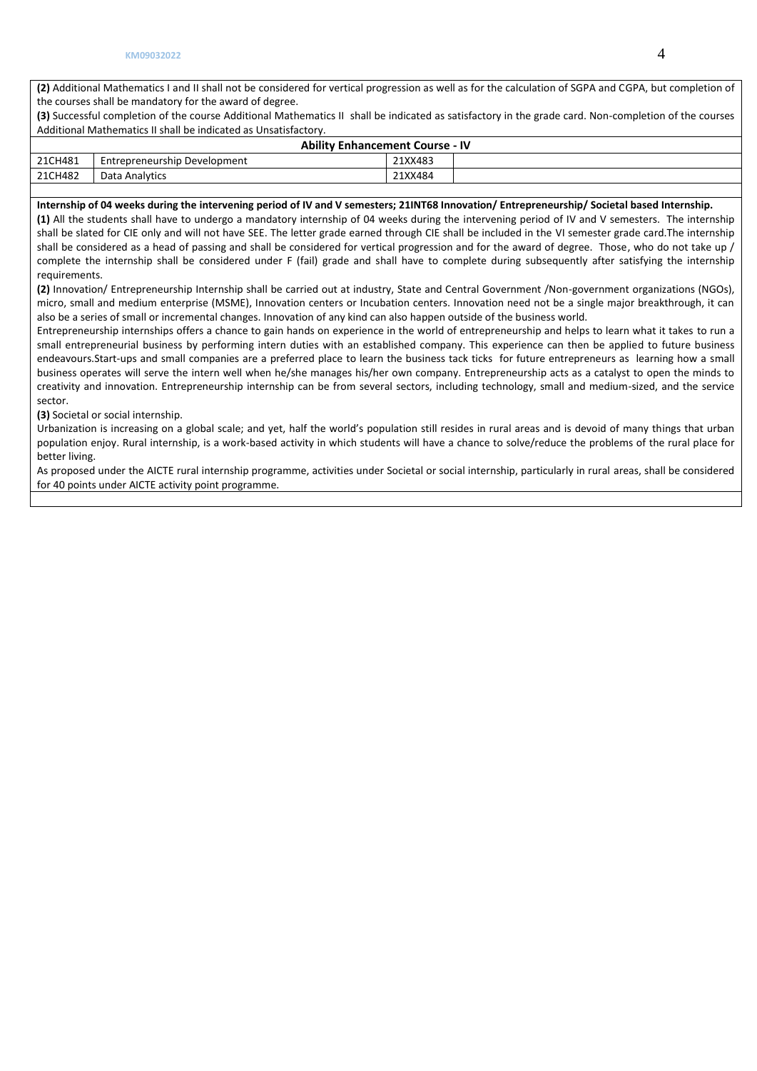**(2)** Additional Mathematics I and II shall not be considered for vertical progression as well as for the calculation of SGPA and CGPA, but completion of the courses shall be mandatory for the award of degree.

**(3)** Successful completion of the course Additional Mathematics II shall be indicated as satisfactory in the grade card. Non-completion of the courses Additional Mathematics II shall be indicated as Unsatisfactory.

| **Ability Enhancement Course - IV** | | | |
|---|---|---|---|
| 21CH481 | Entrepreneurship Development | 21XX483 | |
| 21CH482 | Data Analytics | 21XX484 | |

**Internship of 04 weeks during the intervening period of IV and V semesters; 21INT68 Innovation/ Entrepreneurship/ Societal based Internship.**

**(1)** All the students shall have to undergo a mandatory internship of 04 weeks during the intervening period of IV and V semesters. The internship shall be slated for CIE only and will not have SEE. The letter grade earned through CIE shall be included in the VI semester grade card.The internship shall be considered as a head of passing and shall be considered for vertical progression and for the award of degree. Those, who do not take up / complete the internship shall be considered under F (fail) grade and shall have to complete during subsequently after satisfying the internship requirements.

**(2)** Innovation/ Entrepreneurship Internship shall be carried out at industry, State and Central Government /Non-government organizations (NGOs), micro, small and medium enterprise (MSME), Innovation centers or Incubation centers. Innovation need not be a single major breakthrough, it can also be a series of small or incremental changes. Innovation of any kind can also happen outside of the business world.

Entrepreneurship internships offers a chance to gain hands on experience in the world of entrepreneurship and helps to learn what it takes to run a small entrepreneurial business by performing intern duties with an established company. This experience can then be applied to future business endeavours.Start-ups and small companies are a preferred place to learn the business tack ticks for future entrepreneurs as learning how a small business operates will serve the intern well when he/she manages his/her own company. Entrepreneurship acts as a catalyst to open the minds to creativity and innovation. Entrepreneurship internship can be from several sectors, including technology, small and medium-sized, and the service sector.

**(3)** Societal or social internship.

Urbanization is increasing on a global scale; and yet, half the world's population still resides in rural areas and is devoid of many things that urban population enjoy. Rural internship, is a work-based activity in which students will have a chance to solve/reduce the problems of the rural place for better living.

As proposed under the AICTE rural internship programme, activities under Societal or social internship, particularly in rural areas, shall be considered for 40 points under AICTE activity point programme.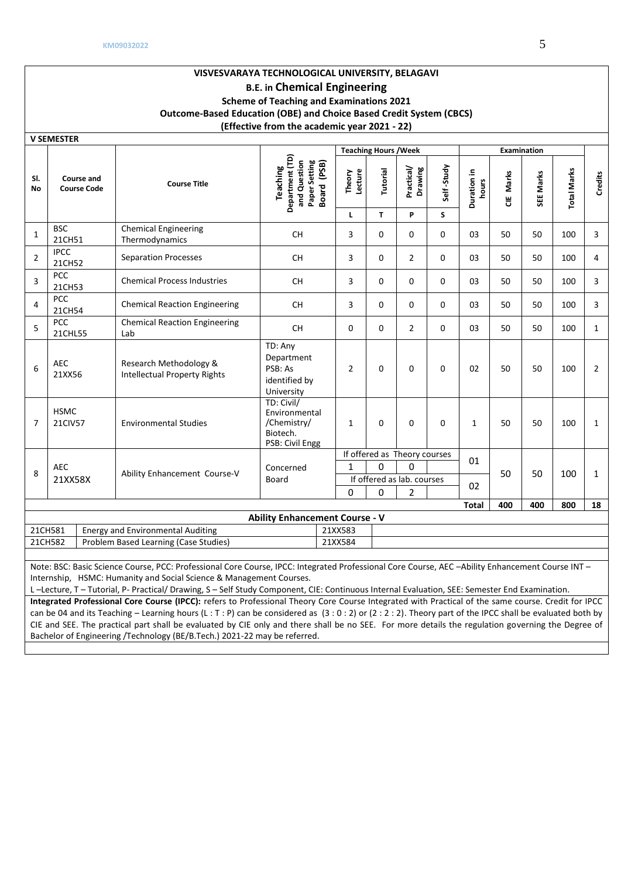**VISVESVARAYA TECHNOLOGICAL UNIVERSITY, BELAGAVI**

**B.E. in Chemical Engineering**

**Scheme of Teaching and Examinations 2021**

**Outcome-Based Education (OBE) and Choice Based Credit System (CBCS)**

**(Effective from the academic year 2021 - 22)**

**V SEMESTER**

| Sl. No | Course and Course Code | | Course Title | Teaching Department (TD) and Question Paper Setting Board (PSB) | Teaching Hours /Week | | | | Examination | | | | Credits |
|---|---|---|---|---|---|---|---|---|---|---|---|---|---|
| | | | | | Theory Lecture | Tutorial | Practical/ Drawing | Self -Study | Duration in hours | CIE Marks | SEE Marks | Total Marks | |
| | | | | | L | T | P | S | | | | | |
| 1 | BSC | 21CH51 | Chemical Engineering Thermodynamics | CH | 3 | 0 | 0 | 0 | 03 | 50 | 50 | 100 | 3 |
| 2 | IPCC | 21CH52 | Separation Processes | CH | 3 | 0 | 2 | 0 | 03 | 50 | 50 | 100 | 4 |
| 3 | PCC | 21CH53 | Chemical Process Industries | CH | 3 | 0 | 0 | 0 | 03 | 50 | 50 | 100 | 3 |
| 4 | PCC | 21CH54 | Chemical Reaction Engineering | CH | 3 | 0 | 0 | 0 | 03 | 50 | 50 | 100 | 3 |
| 5 | PCC | 21CHL55 | Chemical Reaction Engineering Lab | CH | 0 | 0 | 2 | 0 | 03 | 50 | 50 | 100 | 1 |
| 6 | AEC | 21XX56 | Research Methodology & Intellectual Property Rights | TD: Any Department PSB: As identified by University | 2 | 0 | 0 | 0 | 02 | 50 | 50 | 100 | 2 |
| 7 | HSMC | 21CIV57 | Environmental Studies | TD: Civil/ Environmental /Chemistry/ Biotech. PSB: Civil Engg | 1 | 0 | 0 | 0 | 1 | 50 | 50 | 100 | 1 |
| 8 | AEC | 21XX58X | Ability Enhancement Course-V | Concerned Board | If offered as Theory courses: 1 | 0 | 0 | | 01 | 50 | 50 | 100 | 1 |
| | | | | | If offered as lab. courses: 0 | 0 | 2 | | 02 | | | | |
| | | | | | | | | | **Total** | **400** | **400** | **800** | **18** |

**Ability Enhancement Course - V**

| | | | |
|---|---|---|---|
| 21CH581 | Energy and Environmental Auditing | 21XX583 | |
| 21CH582 | Problem Based Learning (Case Studies) | 21XX584 | |

Note: BSC: Basic Science Course, PCC: Professional Core Course, IPCC: Integrated Professional Core Course, AEC –Ability Enhancement Course INT – Internship, HSMC: Humanity and Social Science & Management Courses.

L –Lecture, T – Tutorial, P- Practical/ Drawing, S – Self Study Component, CIE: Continuous Internal Evaluation, SEE: Semester End Examination.

**Integrated Professional Core Course (IPCC):** refers to Professional Theory Core Course Integrated with Practical of the same course. Credit for IPCC can be 04 and its Teaching – Learning hours (L : T : P) can be considered as (3 : 0 : 2) or (2 : 2 : 2). Theory part of the IPCC shall be evaluated both by CIE and SEE. The practical part shall be evaluated by CIE only and there shall be no SEE. For more details the regulation governing the Degree of Bachelor of Engineering /Technology (BE/B.Tech.) 2021-22 may be referred.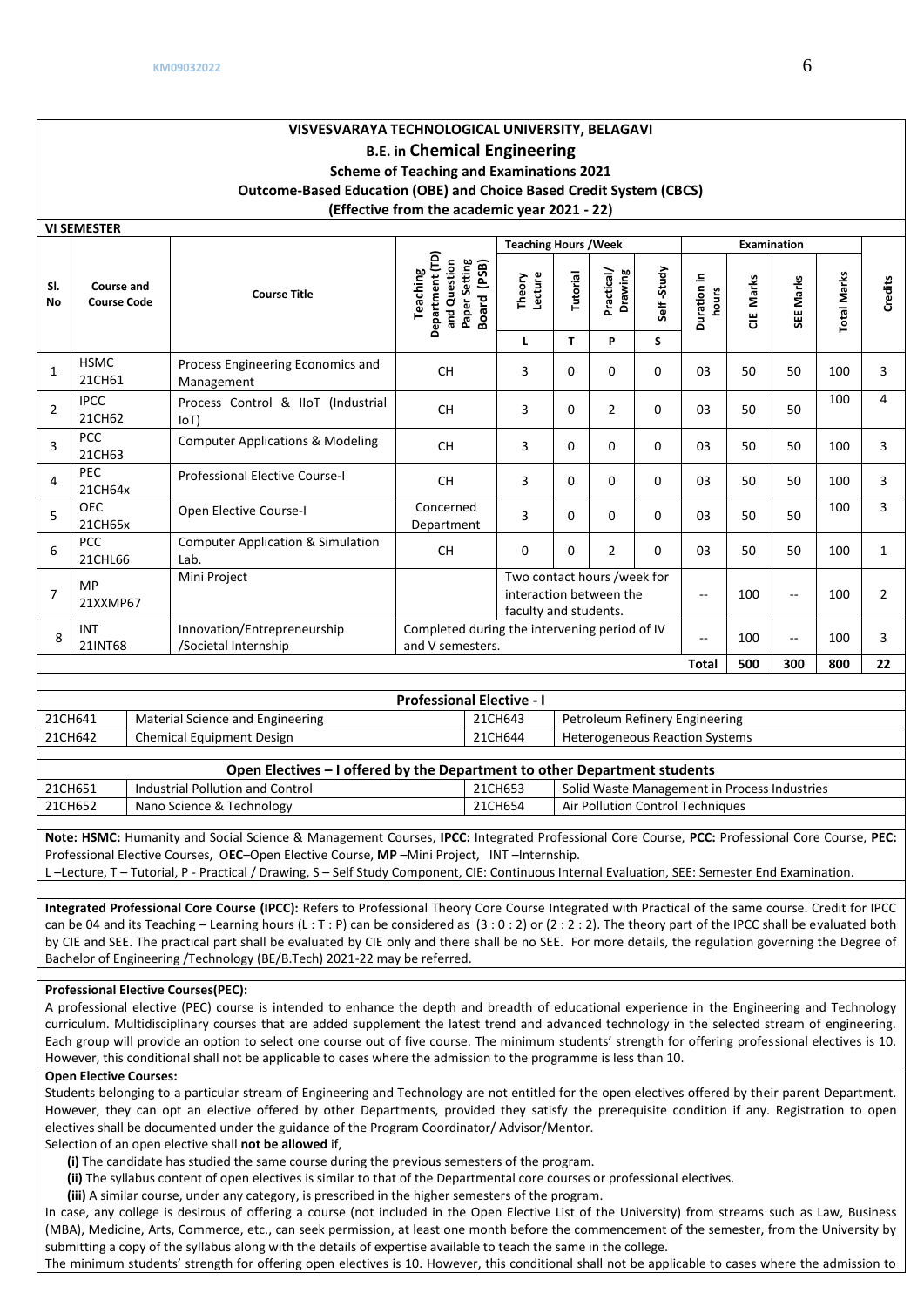# VISVESVARAYA TECHNOLOGICAL UNIVERSITY, BELAGAVI

## B.E. in Chemical Engineering

### Scheme of Teaching and Examinations 2021

### Outcome-Based Education (OBE) and Choice Based Credit System (CBCS)

### (Effective from the academic year 2021 - 22)

**VI SEMESTER**

| Sl. No | Course and Course Code | | Course Title | Teaching Department (TD) and Question Paper Setting Board (PSB) | Teaching Hours /Week | | | | Examination | | | | Credits |
|---|---|---|---|---|---|---|---|---|---|---|---|---|---|
| | | | | | Theory Lecture | Tutorial | Practical/ Drawing | Self -Study | Duration in hours | CIE Marks | SEE Marks | Total Marks | |
| | | | | | L | T | P | S | | | | | |
| 1 | HSMC | 21CH61 | Process Engineering Economics and Management | CH | 3 | 0 | 0 | 0 | 03 | 50 | 50 | 100 | 3 |
| 2 | IPCC | 21CH62 | Process Control & IIoT (Industrial IoT) | CH | 3 | 0 | 2 | 0 | 03 | 50 | 50 | 100 | 4 |
| 3 | PCC | 21CH63 | Computer Applications & Modeling | CH | 3 | 0 | 0 | 0 | 03 | 50 | 50 | 100 | 3 |
| 4 | PEC | 21CH64x | Professional Elective Course-I | CH | 3 | 0 | 0 | 0 | 03 | 50 | 50 | 100 | 3 |
| 5 | OEC | 21CH65x | Open Elective Course-I | Concerned Department | 3 | 0 | 0 | 0 | 03 | 50 | 50 | 100 | 3 |
| 6 | PCC | 21CHL66 | Computer Application & Simulation Lab. | CH | 0 | 0 | 2 | 0 | 03 | 50 | 50 | 100 | 1 |
| 7 | MP | 21XXMP67 | Mini Project | | Two contact hours /week for interaction between the faculty and students. | | | | -- | 100 | -- | 100 | 2 |
| 8 | INT | 21INT68 | Innovation/Entrepreneurship /Societal Internship | Completed during the intervening period of IV and V semesters. | | | | | -- | 100 | -- | 100 | 3 |
| | | | | | | | | | **Total** | **500** | **300** | **800** | **22** |

**Professional Elective - I**

| | | | |
|---|---|---|---|
| 21CH641 | Material Science and Engineering | 21CH643 | Petroleum Refinery Engineering |
| 21CH642 | Chemical Equipment Design | 21CH644 | Heterogeneous Reaction Systems |

**Open Electives – I offered by the Department to other Department students**

| | | | |
|---|---|---|---|
| 21CH651 | Industrial Pollution and Control | 21CH653 | Solid Waste Management in Process Industries |
| 21CH652 | Nano Science & Technology | 21CH654 | Air Pollution Control Techniques |

**Note: HSMC:** Humanity and Social Science & Management Courses, **IPCC:** Integrated Professional Core Course, **PCC:** Professional Core Course, **PEC:** Professional Elective Courses, O**EC**–Open Elective Course, **MP** –Mini Project, INT –Internship.
L –Lecture, T – Tutorial, P - Practical / Drawing, S – Self Study Component, CIE: Continuous Internal Evaluation, SEE: Semester End Examination.

**Integrated Professional Core Course (IPCC):** Refers to Professional Theory Core Course Integrated with Practical of the same course. Credit for IPCC can be 04 and its Teaching – Learning hours (L : T : P) can be considered as (3 : 0 : 2) or (2 : 2 : 2). The theory part of the IPCC shall be evaluated both by CIE and SEE. The practical part shall be evaluated by CIE only and there shall be no SEE. For more details, the regulation governing the Degree of Bachelor of Engineering /Technology (BE/B.Tech) 2021-22 may be referred.

**Professional Elective Courses(PEC):**
A professional elective (PEC) course is intended to enhance the depth and breadth of educational experience in the Engineering and Technology curriculum. Multidisciplinary courses that are added supplement the latest trend and advanced technology in the selected stream of engineering. Each group will provide an option to select one course out of five course. The minimum students' strength for offering professional electives is 10. However, this conditional shall not be applicable to cases where the admission to the programme is less than 10.

**Open Elective Courses:**
Students belonging to a particular stream of Engineering and Technology are not entitled for the open electives offered by their parent Department. However, they can opt an elective offered by other Departments, provided they satisfy the prerequisite condition if any. Registration to open electives shall be documented under the guidance of the Program Coordinator/ Advisor/Mentor.
Selection of an open elective shall **not be allowed** if,

**(i)** The candidate has studied the same course during the previous semesters of the program.
**(ii)** The syllabus content of open electives is similar to that of the Departmental core courses or professional electives.
**(iii)** A similar course, under any category, is prescribed in the higher semesters of the program.

In case, any college is desirous of offering a course (not included in the Open Elective List of the University) from streams such as Law, Business (MBA), Medicine, Arts, Commerce, etc., can seek permission, at least one month before the commencement of the semester, from the University by submitting a copy of the syllabus along with the details of expertise available to teach the same in the college.
The minimum students' strength for offering open electives is 10. However, this conditional shall not be applicable to cases where the admission to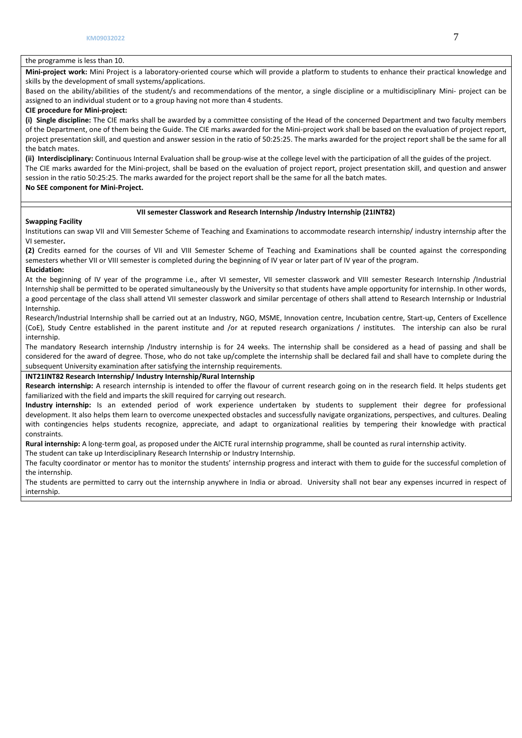the programme is less than 10.

**Mini-project work:** Mini Project is a laboratory-oriented course which will provide a platform to students to enhance their practical knowledge and skills by the development of small systems/applications.

Based on the ability/abilities of the student/s and recommendations of the mentor, a single discipline or a multidisciplinary Mini- project can be assigned to an individual student or to a group having not more than 4 students.

**CIE procedure for Mini-project:**

**(i) Single discipline:** The CIE marks shall be awarded by a committee consisting of the Head of the concerned Department and two faculty members of the Department, one of them being the Guide. The CIE marks awarded for the Mini-project work shall be based on the evaluation of project report, project presentation skill, and question and answer session in the ratio of 50:25:25. The marks awarded for the project report shall be the same for all the batch mates.

**(ii) Interdisciplinary:** Continuous Internal Evaluation shall be group-wise at the college level with the participation of all the guides of the project.

The CIE marks awarded for the Mini-project, shall be based on the evaluation of project report, project presentation skill, and question and answer session in the ratio 50:25:25. The marks awarded for the project report shall be the same for all the batch mates.

**No SEE component for Mini-Project.**

**VII semester Classwork and Research Internship /Industry Internship (21INT82)**

**Swapping Facility**

Institutions can swap VII and VIII Semester Scheme of Teaching and Examinations to accommodate research internship/ industry internship after the VI semester**.**

**(2)** Credits earned for the courses of VII and VIII Semester Scheme of Teaching and Examinations shall be counted against the corresponding semesters whether VII or VIII semester is completed during the beginning of IV year or later part of IV year of the program.

**Elucidation:**

At the beginning of IV year of the programme i.e., after VI semester, VII semester classwork and VIII semester Research Internship /Industrial Internship shall be permitted to be operated simultaneously by the University so that students have ample opportunity for internship. In other words, a good percentage of the class shall attend VII semester classwork and similar percentage of others shall attend to Research Internship or Industrial Internship.

Research/Industrial Internship shall be carried out at an Industry, NGO, MSME, Innovation centre, Incubation centre, Start-up, Centers of Excellence (CoE), Study Centre established in the parent institute and /or at reputed research organizations / institutes. The intership can also be rural internship.

The mandatory Research internship /Industry internship is for 24 weeks. The internship shall be considered as a head of passing and shall be considered for the award of degree. Those, who do not take up/complete the internship shall be declared fail and shall have to complete during the subsequent University examination after satisfying the internship requirements.

**INT21INT82 Research Internship/ Industry Internship/Rural Internship**

**Research internship:** A research internship is intended to offer the flavour of current research going on in the research field. It helps students get familiarized with the field and imparts the skill required for carrying out research.

**Industry internship:** Is an extended period of work experience undertaken by students to supplement their degree for professional development. It also helps them learn to overcome unexpected obstacles and successfully navigate organizations, perspectives, and cultures. Dealing with contingencies helps students recognize, appreciate, and adapt to organizational realities by tempering their knowledge with practical constraints.

**Rural internship:** A long-term goal, as proposed under the AICTE rural internship programme, shall be counted as rural internship activity.

The student can take up Interdisciplinary Research Internship or Industry Internship.

The faculty coordinator or mentor has to monitor the students' internship progress and interact with them to guide for the successful completion of the internship.

The students are permitted to carry out the internship anywhere in India or abroad. University shall not bear any expenses incurred in respect of internship.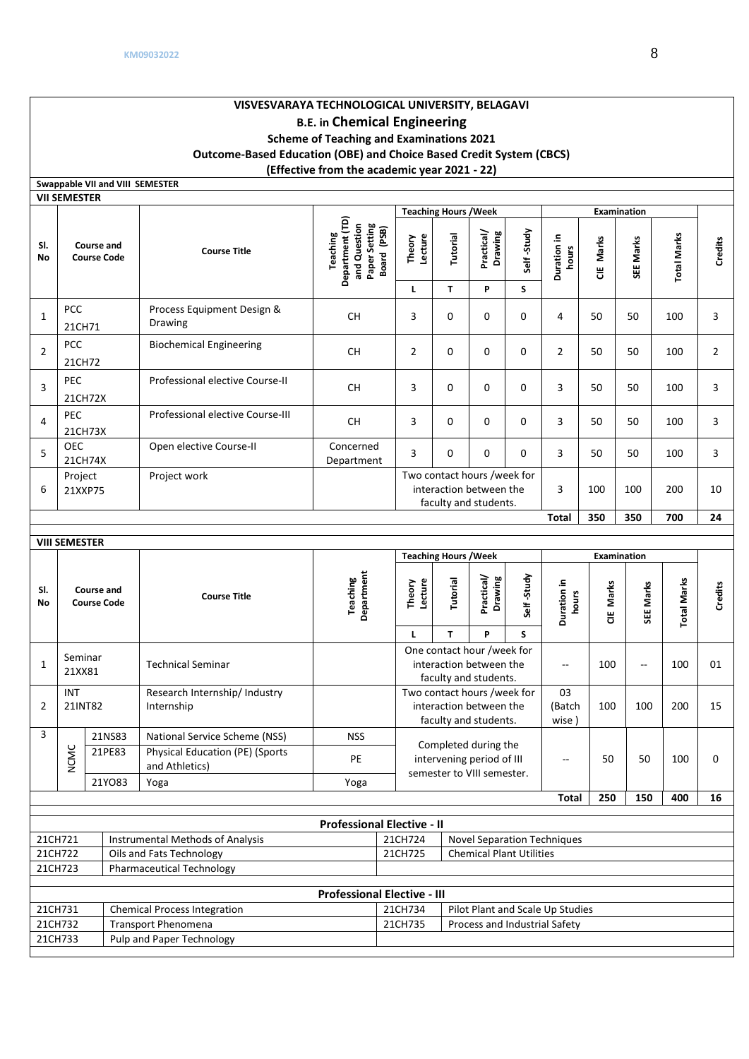# VISVESVARAYA TECHNOLOGICAL UNIVERSITY, BELAGAVI

## B.E. in Chemical Engineering

**Scheme of Teaching and Examinations 2021**

**Outcome-Based Education (OBE) and Choice Based Credit System (CBCS)**

**(Effective from the academic year 2021 - 22)**

**Swappable VII and VIII SEMESTER**

### VII SEMESTER

| Sl. No | Course and Course Code | Course Title | Teaching Department (TD) and Question Paper Setting Board (PSB) | Teaching Hours /Week | | | | Examination | | | | Credits |
|---|---|---|---|---|---|---|---|---|---|---|---|---|
| | | | | Theory Lecture | Tutorial | Practical/ Drawing | Self -Study | Duration in hours | CIE Marks | SEE Marks | Total Marks | |
| | | | | L | T | P | S | | | | | |
| 1 | PCC 21CH71 | Process Equipment Design & Drawing | CH | 3 | 0 | 0 | 0 | 4 | 50 | 50 | 100 | 3 |
| 2 | PCC 21CH72 | Biochemical Engineering | CH | 2 | 0 | 0 | 0 | 2 | 50 | 50 | 100 | 2 |
| 3 | PEC 21CH72X | Professional elective Course-II | CH | 3 | 0 | 0 | 0 | 3 | 50 | 50 | 100 | 3 |
| 4 | PEC 21CH73X | Professional elective Course-III | CH | 3 | 0 | 0 | 0 | 3 | 50 | 50 | 100 | 3 |
| 5 | OEC 21CH74X | Open elective Course-II | Concerned Department | 3 | 0 | 0 | 0 | 3 | 50 | 50 | 100 | 3 |
| 6 | Project 21XXP75 | Project work | | Two contact hours /week for interaction between the faculty and students. | | | | 3 | 100 | 100 | 200 | 10 |
| | | | | | | | | **Total** | **350** | **350** | **700** | **24** |

### VIII SEMESTER

| Sl. No | Course and Course Code | | Course Title | Teaching Department | Teaching Hours /Week | | | | Examination | | | | Credits |
|---|---|---|---|---|---|---|---|---|---|---|---|---|---|
| | | | | | Theory Lecture | Tutorial | Practical/ Drawing | Self -Study | Duration in hours | CIE Marks | SEE Marks | Total Marks | |
| | | | | | L | T | P | S | | | | | |
| 1 | Seminar 21XX81 | | Technical Seminar | | One contact hour /week for interaction between the faculty and students. | | | | -- | 100 | -- | 100 | 01 |
| 2 | INT 21INT82 | | Research Internship/ Industry Internship | | Two contact hours /week for interaction between the faculty and students. | | | | 03 (Batch wise ) | 100 | 100 | 200 | 15 |
| 3 | NCMC | 21NS83 | National Service Scheme (NSS) | NSS | Completed during the intervening period of III semester to VIII semester. | | | | -- | 50 | 50 | 100 | 0 |
| | | 21PE83 | Physical Education (PE) (Sports and Athletics) | PE | | | | | | | | | |
| | | 21YO83 | Yoga | Yoga | | | | | | | | | |
| | | | | | | | | | **Total** | **250** | **150** | **400** | **16** |

**Professional Elective - II**

| | | | |
|---|---|---|---|
| 21CH721 | Instrumental Methods of Analysis | 21CH724 | Novel Separation Techniques |
| 21CH722 | Oils and Fats Technology | 21CH725 | Chemical Plant Utilities |
| 21CH723 | Pharmaceutical Technology | | |

**Professional Elective - III**

| | | | |
|---|---|---|---|
| 21CH731 | Chemical Process Integration | 21CH734 | Pilot Plant and Scale Up Studies |
| 21CH732 | Transport Phenomena | 21CH735 | Process and Industrial Safety |
| 21CH733 | Pulp and Paper Technology | | |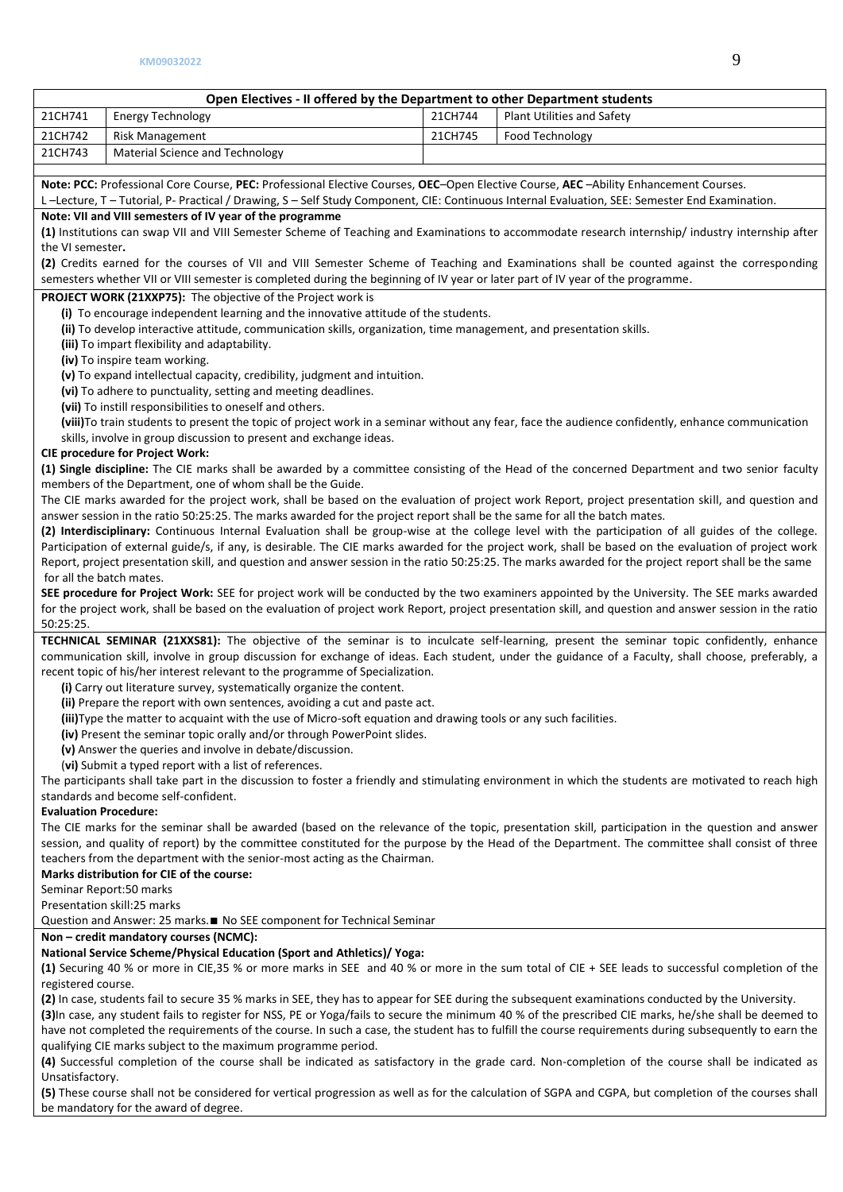### Open Electives - II offered by the Department to other Department students

| | | | |
|---|---|---|---|
| 21CH741 | Energy Technology | 21CH744 | Plant Utilities and Safety |
| 21CH742 | Risk Management | 21CH745 | Food Technology |
| 21CH743 | Material Science and Technology | | |

**Note: PCC:** Professional Core Course, **PEC:** Professional Elective Courses, **OEC**–Open Elective Course, **AEC** –Ability Enhancement Courses.
L –Lecture, T – Tutorial, P- Practical / Drawing, S – Self Study Component, CIE: Continuous Internal Evaluation, SEE: Semester End Examination.

**Note: VII and VIII semesters of IV year of the programme**

**(1)** Institutions can swap VII and VIII Semester Scheme of Teaching and Examinations to accommodate research internship/ industry internship after the VI semester**.**

**(2)** Credits earned for the courses of VII and VIII Semester Scheme of Teaching and Examinations shall be counted against the corresponding semesters whether VII or VIII semester is completed during the beginning of IV year or later part of IV year of the programme.

**PROJECT WORK (21XXP75):** The objective of the Project work is

**(i)** To encourage independent learning and the innovative attitude of the students.
**(ii)** To develop interactive attitude, communication skills, organization, time management, and presentation skills.
**(iii)** To impart flexibility and adaptability.
**(iv)** To inspire team working.
**(v)** To expand intellectual capacity, credibility, judgment and intuition.
**(vi)** To adhere to punctuality, setting and meeting deadlines.
**(vii)** To instill responsibilities to oneself and others.
**(viii)**To train students to present the topic of project work in a seminar without any fear, face the audience confidently, enhance communication skills, involve in group discussion to present and exchange ideas.

**CIE procedure for Project Work:**

**(1) Single discipline:** The CIE marks shall be awarded by a committee consisting of the Head of the concerned Department and two senior faculty members of the Department, one of whom shall be the Guide.
The CIE marks awarded for the project work, shall be based on the evaluation of project work Report, project presentation skill, and question and answer session in the ratio 50:25:25. The marks awarded for the project report shall be the same for all the batch mates.

**(2) Interdisciplinary:** Continuous Internal Evaluation shall be group-wise at the college level with the participation of all guides of the college. Participation of external guide/s, if any, is desirable. The CIE marks awarded for the project work, shall be based on the evaluation of project work Report, project presentation skill, and question and answer session in the ratio 50:25:25. The marks awarded for the project report shall be the same for all the batch mates.

**SEE procedure for Project Work:** SEE for project work will be conducted by the two examiners appointed by the University. The SEE marks awarded for the project work, shall be based on the evaluation of project work Report, project presentation skill, and question and answer session in the ratio 50:25:25.

**TECHNICAL SEMINAR (21XXS81):** The objective of the seminar is to inculcate self-learning, present the seminar topic confidently, enhance communication skill, involve in group discussion for exchange of ideas. Each student, under the guidance of a Faculty, shall choose, preferably, a recent topic of his/her interest relevant to the programme of Specialization.

**(i)** Carry out literature survey, systematically organize the content.
**(ii)** Prepare the report with own sentences, avoiding a cut and paste act.
**(iii)**Type the matter to acquaint with the use of Micro-soft equation and drawing tools or any such facilities.
**(iv)** Present the seminar topic orally and/or through PowerPoint slides.
**(v)** Answer the queries and involve in debate/discussion.
(**vi)** Submit a typed report with a list of references.

The participants shall take part in the discussion to foster a friendly and stimulating environment in which the students are motivated to reach high standards and become self-confident.

**Evaluation Procedure:**

The CIE marks for the seminar shall be awarded (based on the relevance of the topic, presentation skill, participation in the question and answer session, and quality of report) by the committee constituted for the purpose by the Head of the Department. The committee shall consist of three teachers from the department with the senior-most acting as the Chairman.

**Marks distribution for CIE of the course:**

Seminar Report:50 marks
Presentation skill:25 marks
Question and Answer: 25 marks.■ No SEE component for Technical Seminar

**Non – credit mandatory courses (NCMC):**

**National Service Scheme/Physical Education (Sport and Athletics)/ Yoga:**

**(1)** Securing 40 % or more in CIE,35 % or more marks in SEE and 40 % or more in the sum total of CIE + SEE leads to successful completion of the registered course.

**(2)** In case, students fail to secure 35 % marks in SEE, they has to appear for SEE during the subsequent examinations conducted by the University.

**(3)**In case, any student fails to register for NSS, PE or Yoga/fails to secure the minimum 40 % of the prescribed CIE marks, he/she shall be deemed to have not completed the requirements of the course. In such a case, the student has to fulfill the course requirements during subsequently to earn the qualifying CIE marks subject to the maximum programme period.

**(4)** Successful completion of the course shall be indicated as satisfactory in the grade card. Non-completion of the course shall be indicated as Unsatisfactory.

**(5)** These course shall not be considered for vertical progression as well as for the calculation of SGPA and CGPA, but completion of the courses shall be mandatory for the award of degree.